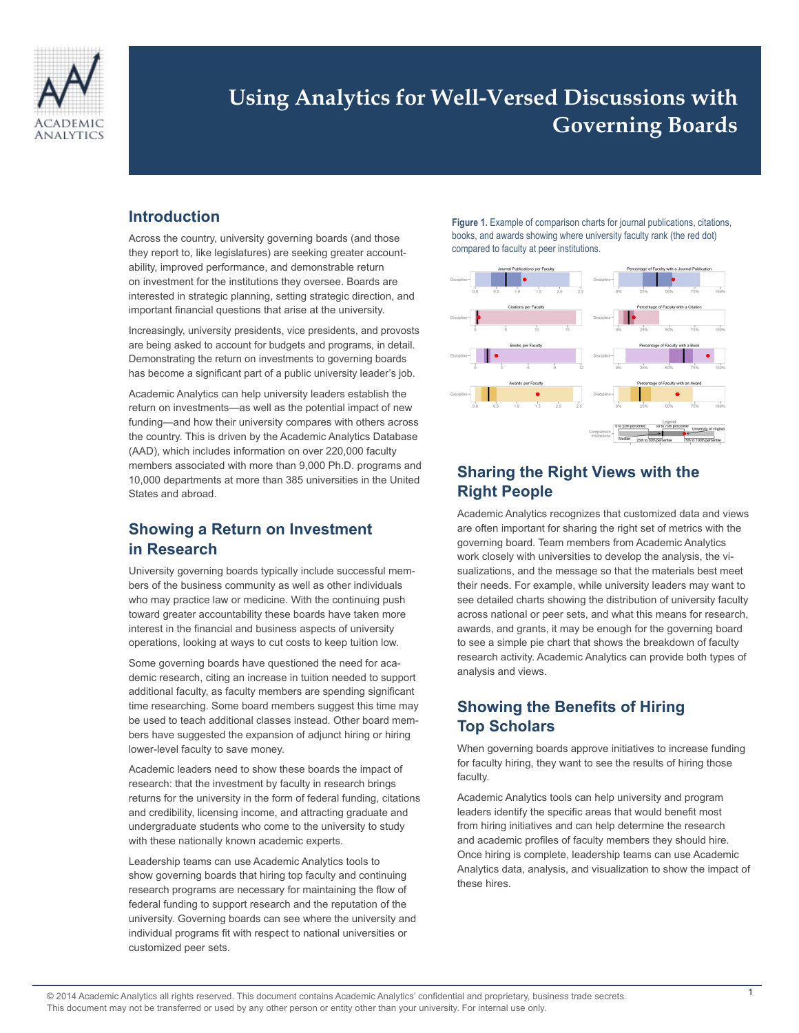# Using Analytics for Well-Versed Discussions with Governing Boards

## Introduction

Across the country, university governing boards (and those they report to, like legislatures) are seeking greater accountability, improved performance, and demonstrable return on investment for the institutions they oversee. Boards are interested in strategic planning, setting strategic direction, and important financial questions that arise at the university.

Increasingly, university presidents, vice presidents, and provosts are being asked to account for budgets and programs, in detail. Demonstrating the return on investments to governing boards has become a significant part of a public university leader's job.

Academic Analytics can help university leaders establish the return on investments—as well as the potential impact of new funding—and how their university compares with others across the country. This is driven by the Academic Analytics Database (AAD), which includes information on over 220,000 faculty members associated with more than 9,000 Ph.D. programs and 10,000 departments at more than 385 universities in the United States and abroad.

## Showing a Return on Investment in Research

University governing boards typically include successful members of the business community as well as other individuals who may practice law or medicine. With the continuing push toward greater accountability these boards have taken more interest in the financial and business aspects of university operations, looking at ways to cut costs to keep tuition low.

Some governing boards have questioned the need for academic research, citing an increase in tuition needed to support additional faculty, as faculty members are spending significant time researching. Some board members suggest this time may be used to teach additional classes instead. Other board members have suggested the expansion of adjunct hiring or hiring lower-level faculty to save money.

Academic leaders need to show these boards the impact of research: that the investment by faculty in research brings returns for the university in the form of federal funding, citations and credibility, licensing income, and attracting graduate and undergraduate students who come to the university to study with these nationally known academic experts.

Leadership teams can use Academic Analytics tools to show governing boards that hiring top faculty and continuing research programs are necessary for maintaining the flow of federal funding to support research and the reputation of the university. Governing boards can see where the university and individual programs fit with respect to national universities or customized peer sets.

**Figure 1.** Example of comparison charts for journal publications, citations, books, and awards showing where university faculty rank (the red dot) compared to faculty at peer institutions.

## Sharing the Right Views with the Right People

Academic Analytics recognizes that customized data and views are often important for sharing the right set of metrics with the governing board. Team members from Academic Analytics work closely with universities to develop the analysis, the visualizations, and the message so that the materials best meet their needs. For example, while university leaders may want to see detailed charts showing the distribution of university faculty across national or peer sets, and what this means for research, awards, and grants, it may be enough for the governing board to see a simple pie chart that shows the breakdown of faculty research activity. Academic Analytics can provide both types of analysis and views.

## Showing the Benefits of Hiring Top Scholars

When governing boards approve initiatives to increase funding for faculty hiring, they want to see the results of hiring those faculty.

Academic Analytics tools can help university and program leaders identify the specific areas that would benefit most from hiring initiatives and can help determine the research and academic profiles of faculty members they should hire. Once hiring is complete, leadership teams can use Academic Analytics data, analysis, and visualization to show the impact of these hires.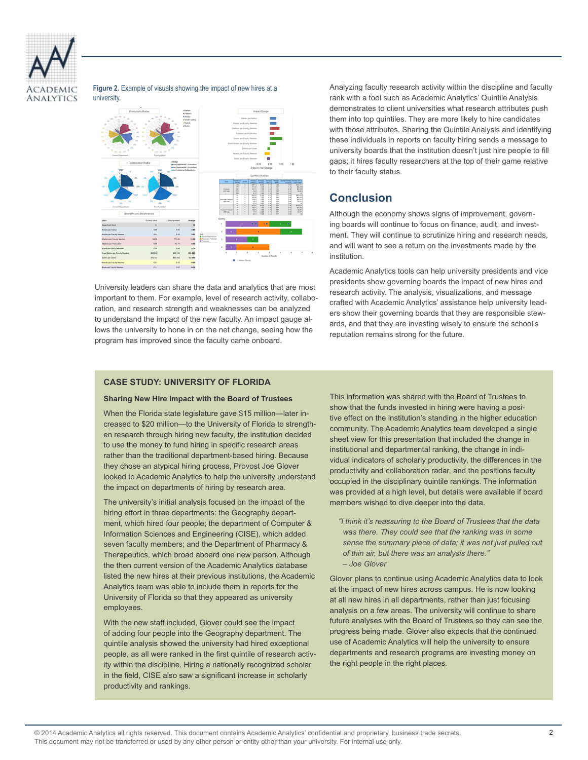**Figure 2.** Example of visuals showing the impact of new hires at a university.

University leaders can share the data and analytics that are most important to them. For example, level of research activity, collaboration, and research strength and weaknesses can be analyzed to understand the impact of the new faculty. An impact gauge allows the university to hone in on the net change, seeing how the program has improved since the faculty came onboard.

Analyzing faculty research activity within the discipline and faculty rank with a tool such as Academic Analytics' Quintile Analysis demonstrates to client universities what research attributes push them into top quintiles. They are more likely to hire candidates with those attributes. Sharing the Quintile Analysis and identifying these individuals in reports on faculty hiring sends a message to university boards that the institution doesn't just hire people to fill gaps; it hires faculty researchers at the top of their game relative to their faculty status.

## Conclusion

Although the economy shows signs of improvement, governing boards will continue to focus on finance, audit, and investment. They will continue to scrutinize hiring and research needs, and will want to see a return on the investments made by the institution.

Academic Analytics tools can help university presidents and vice presidents show governing boards the impact of new hires and research activity. The analysis, visualizations, and message crafted with Academic Analytics' assistance help university leaders show their governing boards that they are responsible stewards, and that they are investing wisely to ensure the school's reputation remains strong for the future.

### CASE STUDY: UNIVERSITY OF FLORIDA

**Sharing New Hire Impact with the Board of Trustees**

When the Florida state legislature gave $15 million—later increased to $20 million—to the University of Florida to strengthen research through hiring new faculty, the institution decided to use the money to fund hiring in specific research areas rather than the traditional department-based hiring. Because they chose an atypical hiring process, Provost Joe Glover looked to Academic Analytics to help the university understand the impact on departments of hiring by research area.

The university's initial analysis focused on the impact of the hiring effort in three departments: the Geography department, which hired four people; the department of Computer & Information Sciences and Engineering (CISE), which added seven faculty members; and the Department of Pharmacy & Therapeutics, which broad aboard one new person. Although the then current version of the Academic Analytics database listed the new hires at their previous institutions, the Academic Analytics team was able to include them in reports for the University of Florida so that they appeared as university employees.

With the new staff included, Glover could see the impact of adding four people into the Geography department. The quintile analysis showed the university had hired exceptional people, as all were ranked in the first quintile of research activity within the discipline. Hiring a nationally recognized scholar in the field, CISE also saw a significant increase in scholarly productivity and rankings.

This information was shared with the Board of Trustees to show that the funds invested in hiring were having a positive effect on the institution's standing in the higher education community. The Academic Analytics team developed a single sheet view for this presentation that included the change in institutional and departmental ranking, the change in individual indicators of scholarly productivity, the differences in the productivity and collaboration radar, and the positions faculty occupied in the disciplinary quintile rankings. The information was provided at a high level, but details were available if board members wished to dive deeper into the data.

> *"I think it's reassuring to the Board of Trustees that the data was there. They could see that the ranking was in some sense the summary piece of data; it was not just pulled out of thin air, but there was an analysis there."*
> *– Joe Glover*

Glover plans to continue using Academic Analytics data to look at the impact of new hires across campus. He is now looking at all new hires in all departments, rather than just focusing analysis on a few areas. The university will continue to share future analyses with the Board of Trustees so they can see the progress being made. Glover also expects that the continued use of Academic Analytics will help the university to ensure departments and research programs are investing money on the right people in the right places.

© 2014 Academic Analytics all rights reserved. This document contains Academic Analytics' confidential and proprietary, business trade secrets. This document may not be transferred or used by any other person or entity other than your university. For internal use only.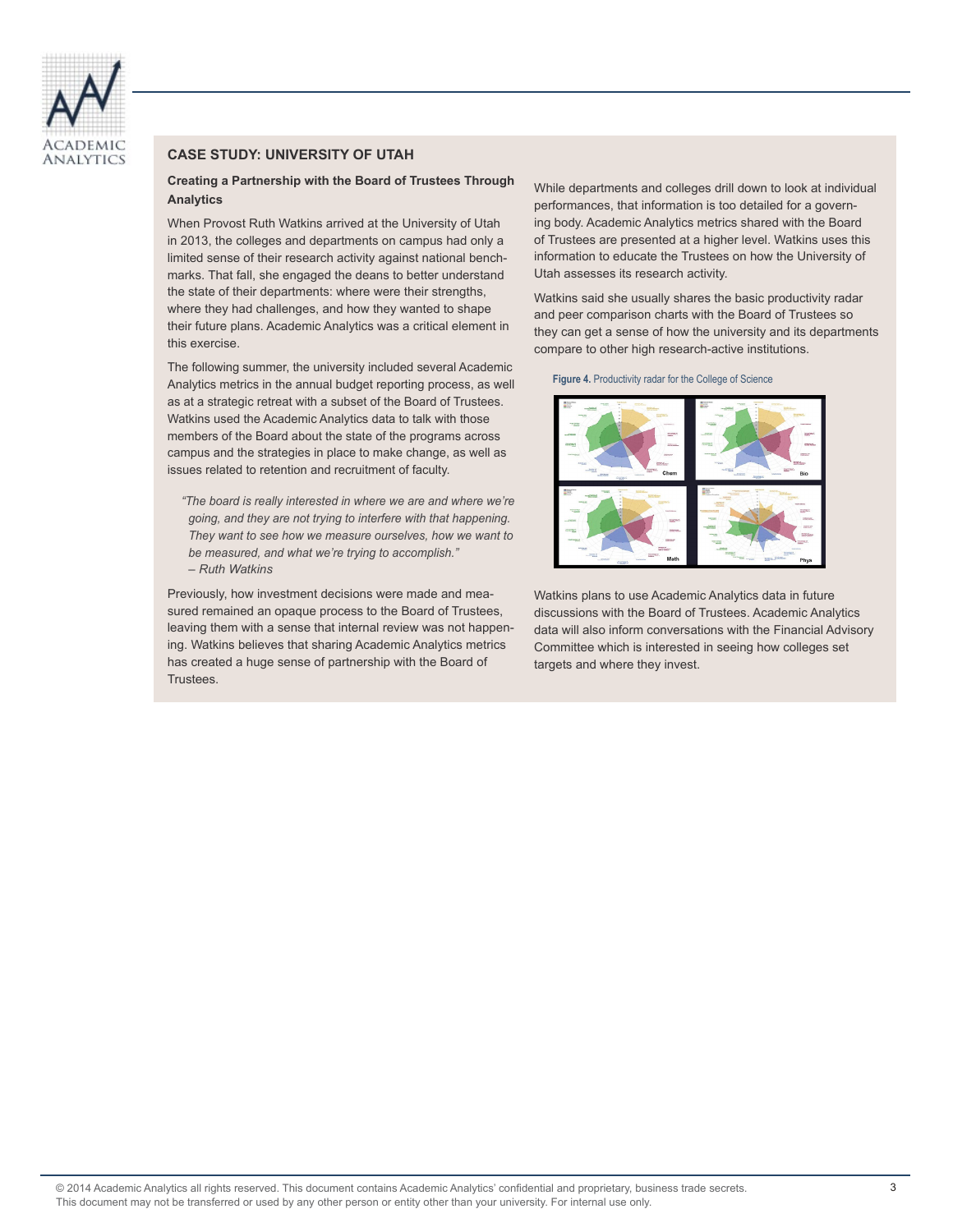## CASE STUDY: UNIVERSITY OF UTAH

### Creating a Partnership with the Board of Trustees Through Analytics

When Provost Ruth Watkins arrived at the University of Utah in 2013, the colleges and departments on campus had only a limited sense of their research activity against national benchmarks. That fall, she engaged the deans to better understand the state of their departments: where were their strengths, where they had challenges, and how they wanted to shape their future plans. Academic Analytics was a critical element in this exercise.

The following summer, the university included several Academic Analytics metrics in the annual budget reporting process, as well as at a strategic retreat with a subset of the Board of Trustees. Watkins used the Academic Analytics data to talk with those members of the Board about the state of the programs across campus and the strategies in place to make change, as well as issues related to retention and recruitment of faculty.

> *"The board is really interested in where we are and where we're going, and they are not trying to interfere with that happening. They want to see how we measure ourselves, how we want to be measured, and what we're trying to accomplish."*
> *– Ruth Watkins*

Previously, how investment decisions were made and measured remained an opaque process to the Board of Trustees, leaving them with a sense that internal review was not happening. Watkins believes that sharing Academic Analytics metrics has created a huge sense of partnership with the Board of Trustees.

While departments and colleges drill down to look at individual performances, that information is too detailed for a governing body. Academic Analytics metrics shared with the Board of Trustees are presented at a higher level. Watkins uses this information to educate the Trustees on how the University of Utah assesses its research activity.

Watkins said she usually shares the basic productivity radar and peer comparison charts with the Board of Trustees so they can get a sense of how the university and its departments compare to other high research-active institutions.

**Figure 4.** Productivity radar for the College of Science

Chem

Bio

Math

Phys

Watkins plans to use Academic Analytics data in future discussions with the Board of Trustees. Academic Analytics data will also inform conversations with the Financial Advisory Committee which is interested in seeing how colleges set targets and where they invest.

© 2014 Academic Analytics all rights reserved. This document contains Academic Analytics' confidential and proprietary, business trade secrets. This document may not be transferred or used by any other person or entity other than your university. For internal use only.